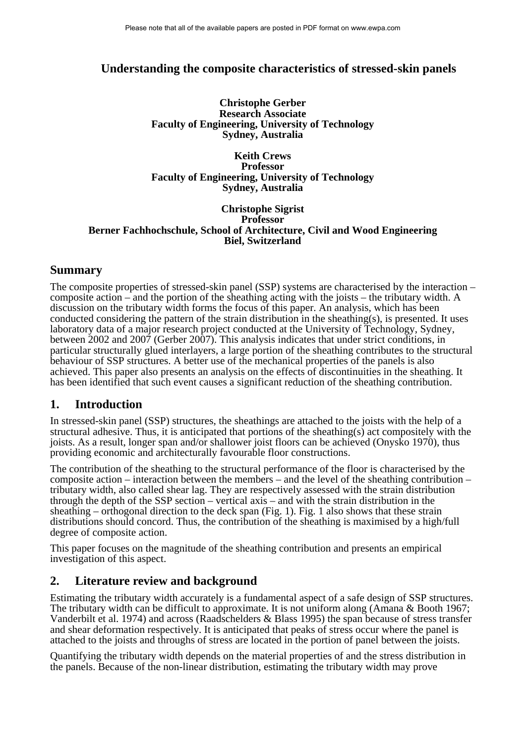# Understanding the composite characteristics of stressed-skin panels

**Christophe Gerber**
**Research Associate**
**Faculty of Engineering, University of Technology**
**Sydney, Australia**

**Keith Crews**
**Professor**
**Faculty of Engineering, University of Technology**
**Sydney, Australia**

**Christophe Sigrist**
**Professor**
**Berner Fachhochschule, School of Architecture, Civil and Wood Engineering**
**Biel, Switzerland**

## Summary

The composite properties of stressed-skin panel (SSP) systems are characterised by the interaction – composite action – and the portion of the sheathing acting with the joists – the tributary width. A discussion on the tributary width forms the focus of this paper. An analysis, which has been conducted considering the pattern of the strain distribution in the sheathing(s), is presented. It uses laboratory data of a major research project conducted at the University of Technology, Sydney, between 2002 and 2007 (Gerber 2007). This analysis indicates that under strict conditions, in particular structurally glued interlayers, a large portion of the sheathing contributes to the structural behaviour of SSP structures. A better use of the mechanical properties of the panels is also achieved. This paper also presents an analysis on the effects of discontinuities in the sheathing. It has been identified that such event causes a significant reduction of the sheathing contribution.

## 1. Introduction

In stressed-skin panel (SSP) structures, the sheathings are attached to the joists with the help of a structural adhesive. Thus, it is anticipated that portions of the sheathing(s) act compositely with the joists. As a result, longer span and/or shallower joist floors can be achieved (Onysko 1970), thus providing economic and architecturally favourable floor constructions.

The contribution of the sheathing to the structural performance of the floor is characterised by the composite action – interaction between the members – and the level of the sheathing contribution – tributary width, also called shear lag. They are respectively assessed with the strain distribution through the depth of the SSP section – vertical axis – and with the strain distribution in the sheathing – orthogonal direction to the deck span (Fig. 1). Fig. 1 also shows that these strain distributions should concord. Thus, the contribution of the sheathing is maximised by a high/full degree of composite action.

This paper focuses on the magnitude of the sheathing contribution and presents an empirical investigation of this aspect.

## 2. Literature review and background

Estimating the tributary width accurately is a fundamental aspect of a safe design of SSP structures. The tributary width can be difficult to approximate. It is not uniform along (Amana & Booth 1967; Vanderbilt et al. 1974) and across (Raadschelders & Blass 1995) the span because of stress transfer and shear deformation respectively. It is anticipated that peaks of stress occur where the panel is attached to the joists and throughs of stress are located in the portion of panel between the joists.

Quantifying the tributary width depends on the material properties of and the stress distribution in the panels. Because of the non-linear distribution, estimating the tributary width may prove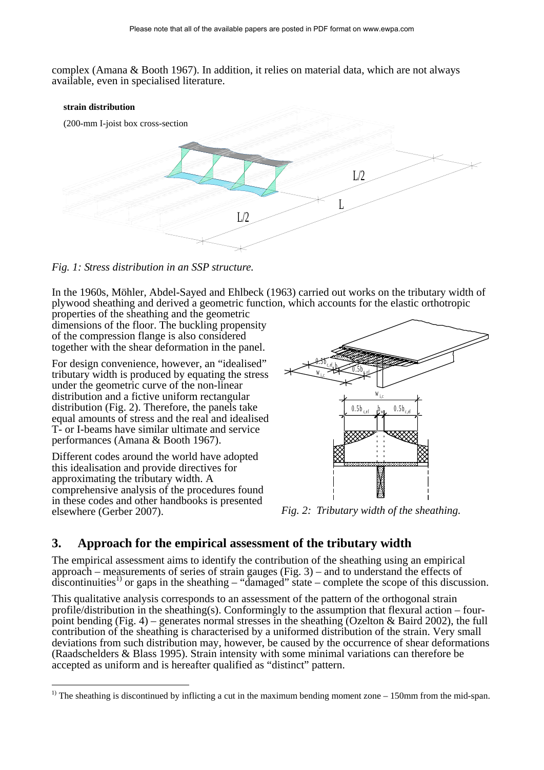complex (Amana & Booth 1967). In addition, it relies on material data, which are not always available, even in specialised literature.

*Fig. 1: Stress distribution in an SSP structure.*

In the 1960s, Möhler, Abdel-Sayed and Ehlbeck (1963) carried out works on the tributary width of plywood sheathing and derived a geometric function, which accounts for the elastic orthotropic properties of the sheathing and the geometric dimensions of the floor. The buckling propensity of the compression flange is also considered together with the shear deformation in the panel.

For design convenience, however, an "idealised" tributary width is produced by equating the stress under the geometric curve of the non-linear distribution and a fictive uniform rectangular distribution (Fig. 2). Therefore, the panels take equal amounts of stress and the real and idealised T- or I-beams have similar ultimate and service performances (Amana & Booth 1967).

Different codes around the world have adopted this idealisation and provide directives for approximating the tributary width. A comprehensive analysis of the procedures found in these codes and other handbooks is presented elsewhere (Gerber 2007).

*Fig. 2: Tributary width of the sheathing.*

## 3. Approach for the empirical assessment of the tributary width

The empirical assessment aims to identify the contribution of the sheathing using an empirical approach – measurements of series of strain gauges (Fig. 3) – and to understand the effects of discontinuities[1] or gaps in the sheathing – "damaged" state – complete the scope of this discussion.

This qualitative analysis corresponds to an assessment of the pattern of the orthogonal strain profile/distribution in the sheathing(s). Conformingly to the assumption that flexural action – four-point bending (Fig. 4) – generates normal stresses in the sheathing (Ozelton & Baird 2002), the full contribution of the sheathing is characterised by a uniformed distribution of the strain. Very small deviations from such distribution may, however, be caused by the occurrence of shear deformations (Raadschelders & Blass 1995). Strain intensity with some minimal variations can therefore be accepted as uniform and is hereafter qualified as "distinct" pattern.

[1] The sheathing is discontinued by inflicting a cut in the maximum bending moment zone – 150mm from the mid-span.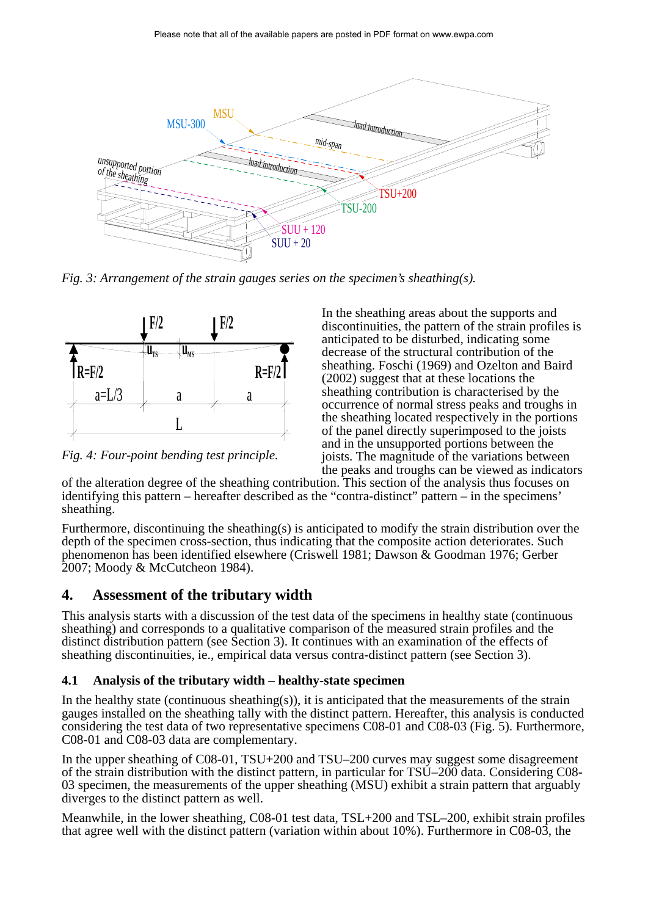Fig. 3: *Arrangement of the strain gauges series on the specimen's sheathing(s).*

*Fig. 4: Four-point bending test principle.*

In the sheathing areas about the supports and discontinuities, the pattern of the strain profiles is anticipated to be disturbed, indicating some decrease of the structural contribution of the sheathing. Foschi (1969) and Ozelton and Baird (2002) suggest that at these locations the sheathing contribution is characterised by the occurrence of normal stress peaks and troughs in the sheathing located respectively in the portions of the panel directly superimposed to the joists and in the unsupported portions between the joists. The magnitude of the variations between the peaks and troughs can be viewed as indicators of the alteration degree of the sheathing contribution. This section of the analysis thus focuses on identifying this pattern – hereafter described as the "contra-distinct" pattern – in the specimens' sheathing.

Furthermore, discontinuing the sheathing(s) is anticipated to modify the strain distribution over the depth of the specimen cross-section, thus indicating that the composite action deteriorates. Such phenomenon has been identified elsewhere (Criswell 1981; Dawson & Goodman 1976; Gerber 2007; Moody & McCutcheon 1984).

## 4. Assessment of the tributary width

This analysis starts with a discussion of the test data of the specimens in healthy state (continuous sheathing) and corresponds to a qualitative comparison of the measured strain profiles and the distinct distribution pattern (see Section 3). It continues with an examination of the effects of sheathing discontinuities, ie., empirical data versus contra-distinct pattern (see Section 3).

### 4.1 Analysis of the tributary width – healthy-state specimen

In the healthy state (continuous sheathing(s)), it is anticipated that the measurements of the strain gauges installed on the sheathing tally with the distinct pattern. Hereafter, this analysis is conducted considering the test data of two representative specimens C08-01 and C08-03 (Fig. 5). Furthermore, C08-01 and C08-03 data are complementary.

In the upper sheathing of C08-01, TSU+200 and TSU–200 curves may suggest some disagreement of the strain distribution with the distinct pattern, in particular for TSU–200 data. Considering C08-03 specimen, the measurements of the upper sheathing (MSU) exhibit a strain pattern that arguably diverges to the distinct pattern as well.

Meanwhile, in the lower sheathing, C08-01 test data, TSL+200 and TSL–200, exhibit strain profiles that agree well with the distinct pattern (variation within about 10%). Furthermore in C08-03, the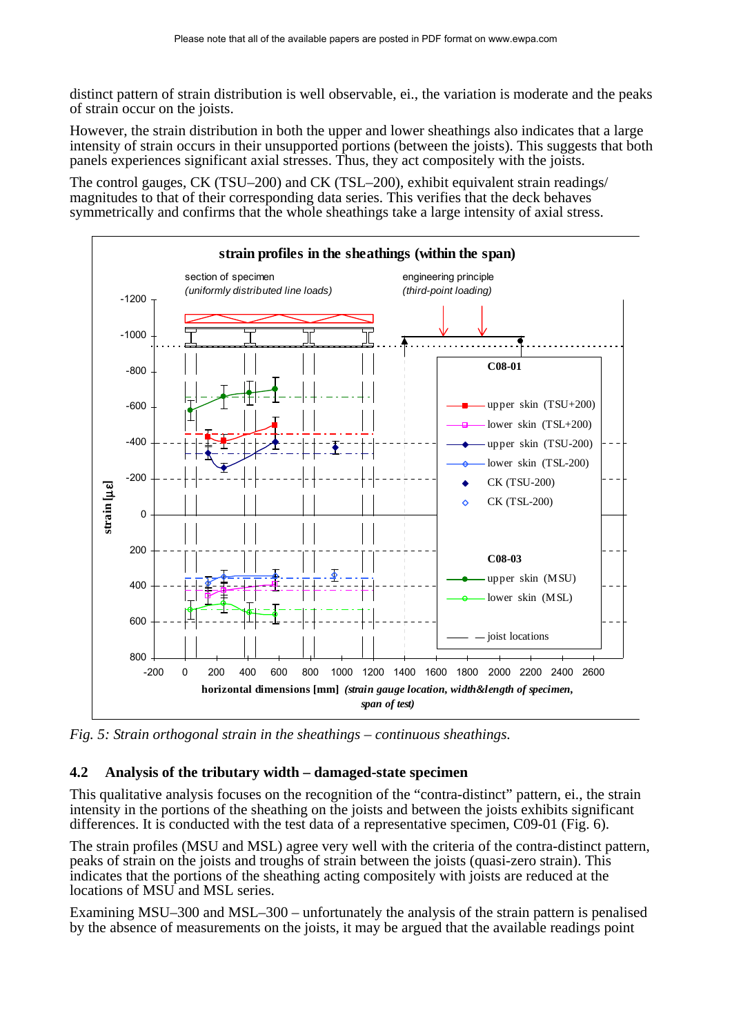distinct pattern of strain distribution is well observable, ei., the variation is moderate and the peaks of strain occur on the joists.

However, the strain distribution in both the upper and lower sheathings also indicates that a large intensity of strain occurs in their unsupported portions (between the joists). This suggests that both panels experiences significant axial stresses. Thus, they act compositely with the joists.

The control gauges, CK (TSU–200) and CK (TSL–200), exhibit equivalent strain readings/ magnitudes to that of their corresponding data series. This verifies that the deck behaves symmetrically and confirms that the whole sheathings take a large intensity of axial stress.

*Fig. 5: Strain orthogonal strain in the sheathings – continuous sheathings.*

## 4.2 Analysis of the tributary width – damaged-state specimen

This qualitative analysis focuses on the recognition of the "contra-distinct" pattern, ei., the strain intensity in the portions of the sheathing on the joists and between the joists exhibits significant differences. It is conducted with the test data of a representative specimen, C09-01 (Fig. 6).

The strain profiles (MSU and MSL) agree very well with the criteria of the contra-distinct pattern, peaks of strain on the joists and troughs of strain between the joists (quasi-zero strain). This indicates that the portions of the sheathing acting compositely with joists are reduced at the locations of MSU and MSL series.

Examining MSU–300 and MSL–300 – unfortunately the analysis of the strain pattern is penalised by the absence of measurements on the joists, it may be argued that the available readings point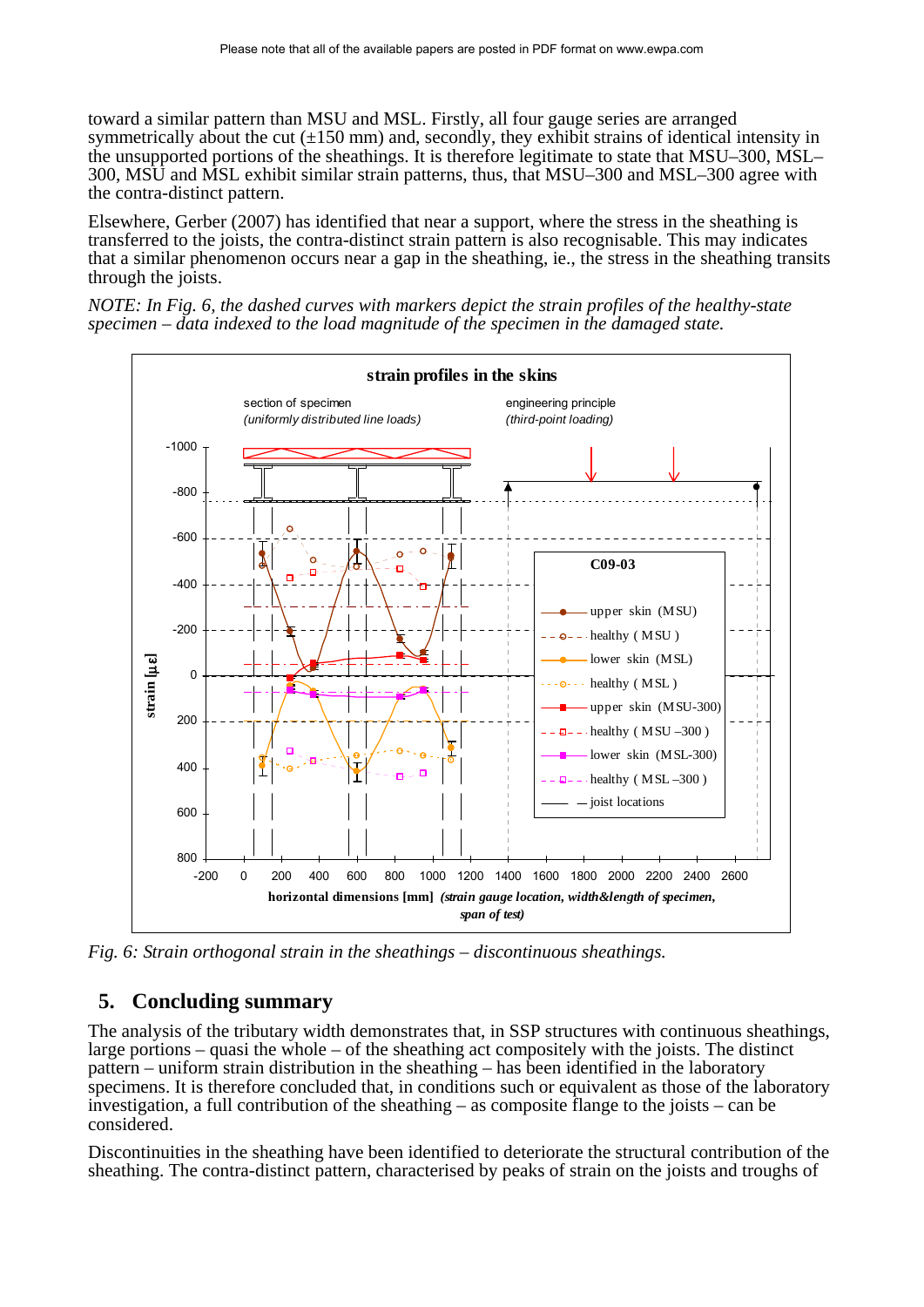toward a similar pattern than MSU and MSL. Firstly, all four gauge series are arranged symmetrically about the cut (±150 mm) and, secondly, they exhibit strains of identical intensity in the unsupported portions of the sheathings. It is therefore legitimate to state that MSU–300, MSL–300, MSU and MSL exhibit similar strain patterns, thus, that MSU–300 and MSL–300 agree with the contra-distinct pattern.

Elsewhere, Gerber (2007) has identified that near a support, where the stress in the sheathing is transferred to the joists, the contra-distinct strain pattern is also recognisable. This may indicates that a similar phenomenon occurs near a gap in the sheathing, ie., the stress in the sheathing transits through the joists.

*NOTE: In Fig. 6, the dashed curves with markers depict the strain profiles of the healthy-state specimen – data indexed to the load magnitude of the specimen in the damaged state.*

*Fig. 6: Strain orthogonal strain in the sheathings – discontinuous sheathings.*

## 5. Concluding summary

The analysis of the tributary width demonstrates that, in SSP structures with continuous sheathings, large portions – quasi the whole – of the sheathing act compositely with the joists. The distinct pattern – uniform strain distribution in the sheathing – has been identified in the laboratory specimens. It is therefore concluded that, in conditions such or equivalent as those of the laboratory investigation, a full contribution of the sheathing – as composite flange to the joists – can be considered.

Discontinuities in the sheathing have been identified to deteriorate the structural contribution of the sheathing. The contra-distinct pattern, characterised by peaks of strain on the joists and troughs of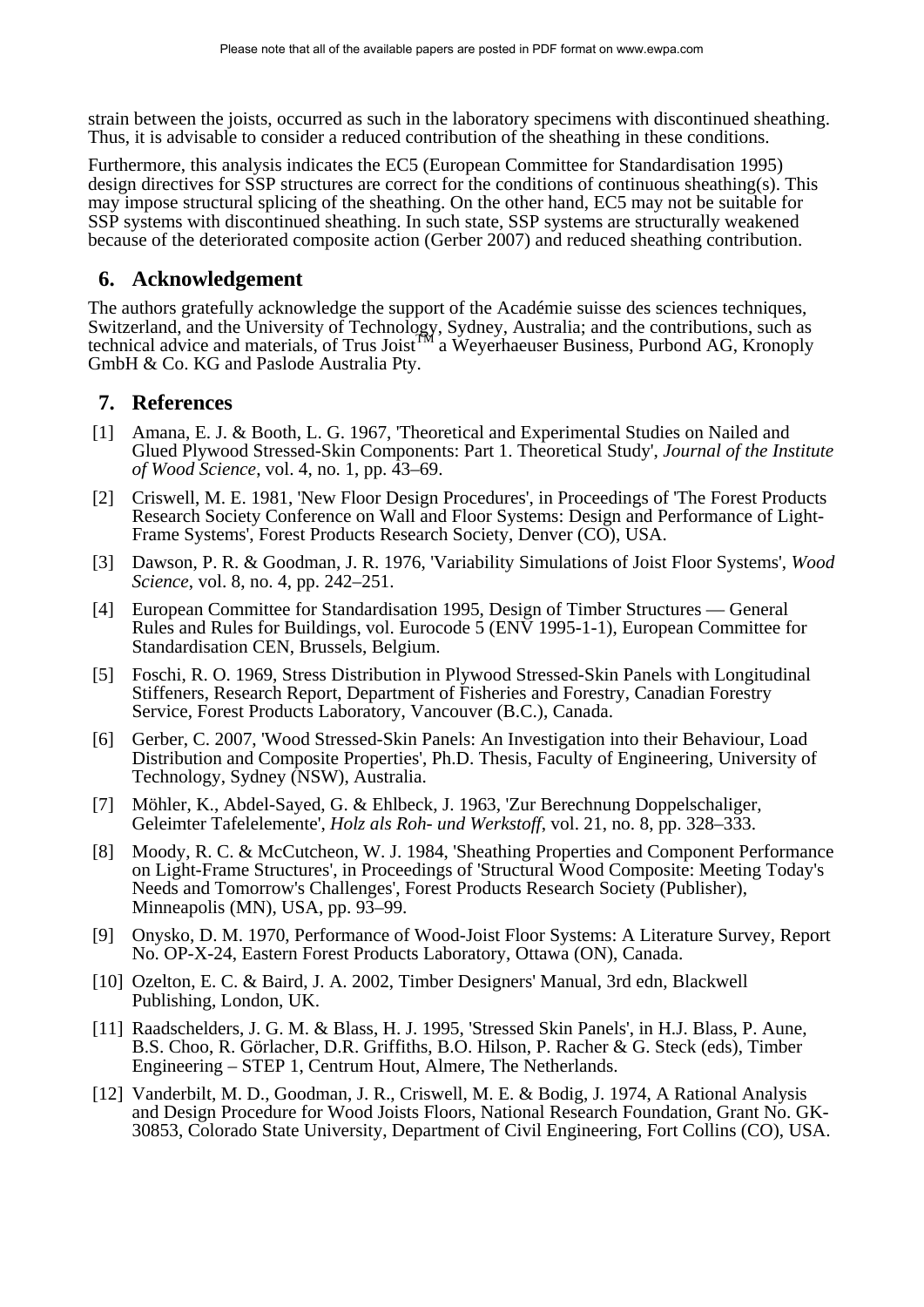strain between the joists, occurred as such in the laboratory specimens with discontinued sheathing. Thus, it is advisable to consider a reduced contribution of the sheathing in these conditions.

Furthermore, this analysis indicates the EC5 (European Committee for Standardisation 1995) design directives for SSP structures are correct for the conditions of continuous sheathing(s). This may impose structural splicing of the sheathing. On the other hand, EC5 may not be suitable for SSP systems with discontinued sheathing. In such state, SSP systems are structurally weakened because of the deteriorated composite action (Gerber 2007) and reduced sheathing contribution.

## 6. Acknowledgement

The authors gratefully acknowledge the support of the Académie suisse des sciences techniques, Switzerland, and the University of Technology, Sydney, Australia; and the contributions, such as technical advice and materials, of Trus Joist™ a Weyerhaeuser Business, Purbond AG, Kronoply GmbH & Co. KG and Paslode Australia Pty.

## 7. References

[1] Amana, E. J. & Booth, L. G. 1967, 'Theoretical and Experimental Studies on Nailed and Glued Plywood Stressed-Skin Components: Part 1. Theoretical Study', *Journal of the Institute of Wood Science*, vol. 4, no. 1, pp. 43–69.

[2] Criswell, M. E. 1981, 'New Floor Design Procedures', in Proceedings of 'The Forest Products Research Society Conference on Wall and Floor Systems: Design and Performance of Light-Frame Systems', Forest Products Research Society, Denver (CO), USA.

[3] Dawson, P. R. & Goodman, J. R. 1976, 'Variability Simulations of Joist Floor Systems', *Wood Science*, vol. 8, no. 4, pp. 242–251.

[4] European Committee for Standardisation 1995, Design of Timber Structures — General Rules and Rules for Buildings, vol. Eurocode 5 (ENV 1995-1-1), European Committee for Standardisation CEN, Brussels, Belgium.

[5] Foschi, R. O. 1969, Stress Distribution in Plywood Stressed-Skin Panels with Longitudinal Stiffeners, Research Report, Department of Fisheries and Forestry, Canadian Forestry Service, Forest Products Laboratory, Vancouver (B.C.), Canada.

[6] Gerber, C. 2007, 'Wood Stressed-Skin Panels: An Investigation into their Behaviour, Load Distribution and Composite Properties', Ph.D. Thesis, Faculty of Engineering, University of Technology, Sydney (NSW), Australia.

[7] Möhler, K., Abdel-Sayed, G. & Ehlbeck, J. 1963, 'Zur Berechnung Doppelschaliger, Geleimter Tafelelemente', *Holz als Roh- und Werkstoff*, vol. 21, no. 8, pp. 328–333.

[8] Moody, R. C. & McCutcheon, W. J. 1984, 'Sheathing Properties and Component Performance on Light-Frame Structures', in Proceedings of 'Structural Wood Composite: Meeting Today's Needs and Tomorrow's Challenges', Forest Products Research Society (Publisher), Minneapolis (MN), USA, pp. 93–99.

[9] Onysko, D. M. 1970, Performance of Wood-Joist Floor Systems: A Literature Survey, Report No. OP-X-24, Eastern Forest Products Laboratory, Ottawa (ON), Canada.

[10] Ozelton, E. C. & Baird, J. A. 2002, Timber Designers' Manual, 3rd edn, Blackwell Publishing, London, UK.

[11] Raadschelders, J. G. M. & Blass, H. J. 1995, 'Stressed Skin Panels', in H.J. Blass, P. Aune, B.S. Choo, R. Görlacher, D.R. Griffiths, B.O. Hilson, P. Racher & G. Steck (eds), Timber Engineering – STEP 1, Centrum Hout, Almere, The Netherlands.

[12] Vanderbilt, M. D., Goodman, J. R., Criswell, M. E. & Bodig, J. 1974, A Rational Analysis and Design Procedure for Wood Joists Floors, National Research Foundation, Grant No. GK-30853, Colorado State University, Department of Civil Engineering, Fort Collins (CO), USA.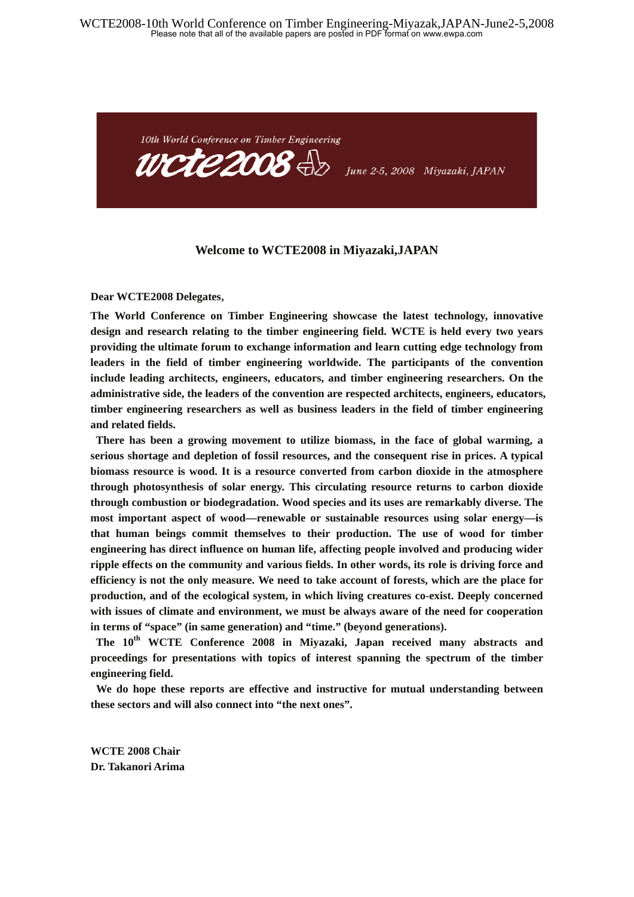10th World Conference on Timber Engineering

wcte2008

June 2-5, 2008 Miyazaki, JAPAN

## Welcome to WCTE2008 in Miyazaki,JAPAN

**Dear WCTE2008 Delegates,**

**The World Conference on Timber Engineering showcase the latest technology, innovative design and research relating to the timber engineering field. WCTE is held every two years providing the ultimate forum to exchange information and learn cutting edge technology from leaders in the field of timber engineering worldwide. The participants of the convention include leading architects, engineers, educators, and timber engineering researchers. On the administrative side, the leaders of the convention are respected architects, engineers, educators, timber engineering researchers as well as business leaders in the field of timber engineering and related fields.**

**There has been a growing movement to utilize biomass, in the face of global warming, a serious shortage and depletion of fossil resources, and the consequent rise in prices. A typical biomass resource is wood. It is a resource converted from carbon dioxide in the atmosphere through photosynthesis of solar energy. This circulating resource returns to carbon dioxide through combustion or biodegradation. Wood species and its uses are remarkably diverse. The most important aspect of wood—renewable or sustainable resources using solar energy—is that human beings commit themselves to their production. The use of wood for timber engineering has direct influence on human life, affecting people involved and producing wider ripple effects on the community and various fields. In other words, its role is driving force and efficiency is not the only measure. We need to take account of forests, which are the place for production, and of the ecological system, in which living creatures co-exist. Deeply concerned with issues of climate and environment, we must be always aware of the need for cooperation in terms of "space" (in same generation) and "time." (beyond generations).**

**The 10th WCTE Conference 2008 in Miyazaki, Japan received many abstracts and proceedings for presentations with topics of interest spanning the spectrum of the timber engineering field.**

**We do hope these reports are effective and instructive for mutual understanding between these sectors and will also connect into "the next ones".**

**WCTE 2008 Chair**
**Dr. Takanori Arima**